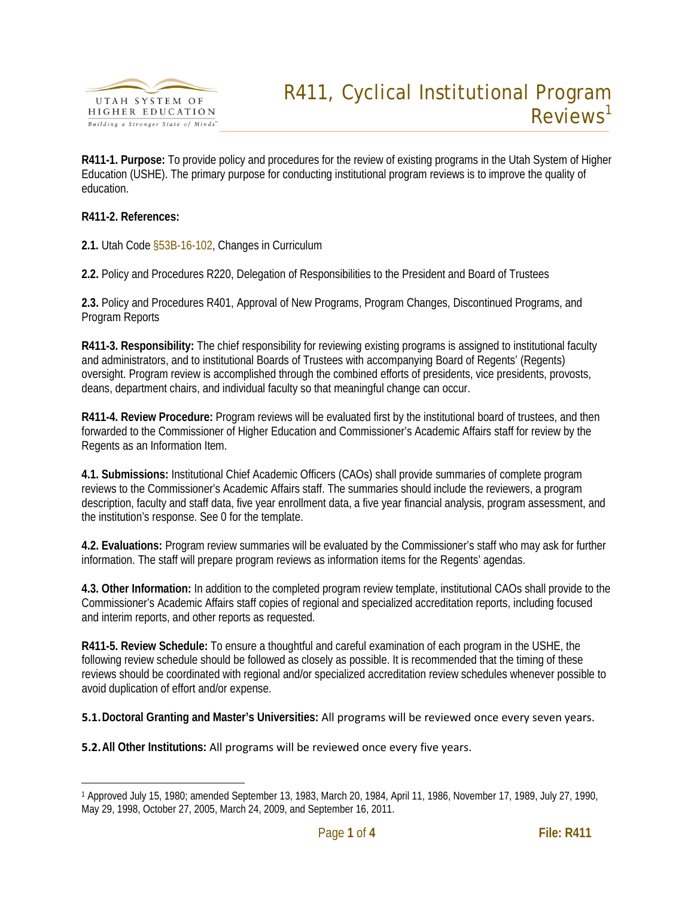# R411, Cyclical Institutional Program Reviews[1]

**R411-1. Purpose:** To provide policy and procedures for the review of existing programs in the Utah System of Higher Education (USHE). The primary purpose for conducting institutional program reviews is to improve the quality of education.

**R411-2. References:**

**2.1.** Utah Code §53B-16-102, Changes in Curriculum

**2.2.** Policy and Procedures R220, Delegation of Responsibilities to the President and Board of Trustees

**2.3.** Policy and Procedures R401, Approval of New Programs, Program Changes, Discontinued Programs, and Program Reports

**R411-3. Responsibility:** The chief responsibility for reviewing existing programs is assigned to institutional faculty and administrators, and to institutional Boards of Trustees with accompanying Board of Regents' (Regents) oversight. Program review is accomplished through the combined efforts of presidents, vice presidents, provosts, deans, department chairs, and individual faculty so that meaningful change can occur.

**R411-4. Review Procedure:** Program reviews will be evaluated first by the institutional board of trustees, and then forwarded to the Commissioner of Higher Education and Commissioner's Academic Affairs staff for review by the Regents as an Information Item.

**4.1. Submissions:** Institutional Chief Academic Officers (CAOs) shall provide summaries of complete program reviews to the Commissioner's Academic Affairs staff. The summaries should include the reviewers, a program description, faculty and staff data, five year enrollment data, a five year financial analysis, program assessment, and the institution's response. See 0 for the template.

**4.2. Evaluations:** Program review summaries will be evaluated by the Commissioner's staff who may ask for further information. The staff will prepare program reviews as information items for the Regents' agendas.

**4.3. Other Information:** In addition to the completed program review template, institutional CAOs shall provide to the Commissioner's Academic Affairs staff copies of regional and specialized accreditation reports, including focused and interim reports, and other reports as requested.

**R411-5. Review Schedule:** To ensure a thoughtful and careful examination of each program in the USHE, the following review schedule should be followed as closely as possible. It is recommended that the timing of these reviews should be coordinated with regional and/or specialized accreditation review schedules whenever possible to avoid duplication of effort and/or expense.

**5.1. Doctoral Granting and Master's Universities:** All programs will be reviewed once every seven years.

**5.2. All Other Institutions:** All programs will be reviewed once every five years.

---

[1] Approved July 15, 1980; amended September 13, 1983, March 20, 1984, April 11, 1986, November 17, 1989, July 27, 1990, May 29, 1998, October 27, 2005, March 24, 2009, and September 16, 2011.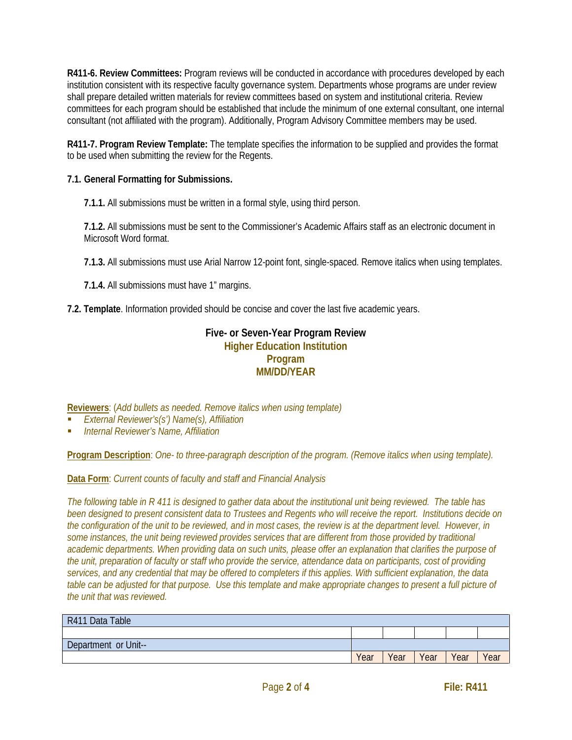**R411-6. Review Committees:** Program reviews will be conducted in accordance with procedures developed by each institution consistent with its respective faculty governance system. Departments whose programs are under review shall prepare detailed written materials for review committees based on system and institutional criteria. Review committees for each program should be established that include the minimum of one external consultant, one internal consultant (not affiliated with the program). Additionally, Program Advisory Committee members may be used.

**R411-7. Program Review Template:** The template specifies the information to be supplied and provides the format to be used when submitting the review for the Regents.

**7.1. General Formatting for Submissions.**

**7.1.1.** All submissions must be written in a formal style, using third person.

**7.1.2.** All submissions must be sent to the Commissioner's Academic Affairs staff as an electronic document in Microsoft Word format.

**7.1.3.** All submissions must use Arial Narrow 12-point font, single-spaced. Remove italics when using templates.

**7.1.4.** All submissions must have 1" margins.

**7.2. Template**. Information provided should be concise and cover the last five academic years.

**Five- or Seven-Year Program Review**
**Higher Education Institution**
**Program**
**MM/DD/YEAR**

**Reviewers**: (*Add bullets as needed. Remove italics when using template)*

- *External Reviewer's(s') Name(s), Affiliation*
- *Internal Reviewer's Name, Affiliation*

**Program Description**: *One- to three-paragraph description of the program. (Remove italics when using template).*

**Data Form**: *Current counts of faculty and staff and Financial Analysis*

*The following table in R 411 is designed to gather data about the institutional unit being reviewed. The table has been designed to present consistent data to Trustees and Regents who will receive the report. Institutions decide on the configuration of the unit to be reviewed, and in most cases, the review is at the department level. However, in some instances, the unit being reviewed provides services that are different from those provided by traditional academic departments. When providing data on such units, please offer an explanation that clarifies the purpose of the unit, preparation of faculty or staff who provide the service, attendance data on participants, cost of providing services, and any credential that may be offered to completers if this applies. With sufficient explanation, the data table can be adjusted for that purpose. Use this template and make appropriate changes to present a full picture of the unit that was reviewed.*

| R411 Data Table | | | | | |
|---|---|---|---|---|---|
| | | | | | |
| Department or Unit-- | | | | | |
| | Year | Year | Year | Year | Year |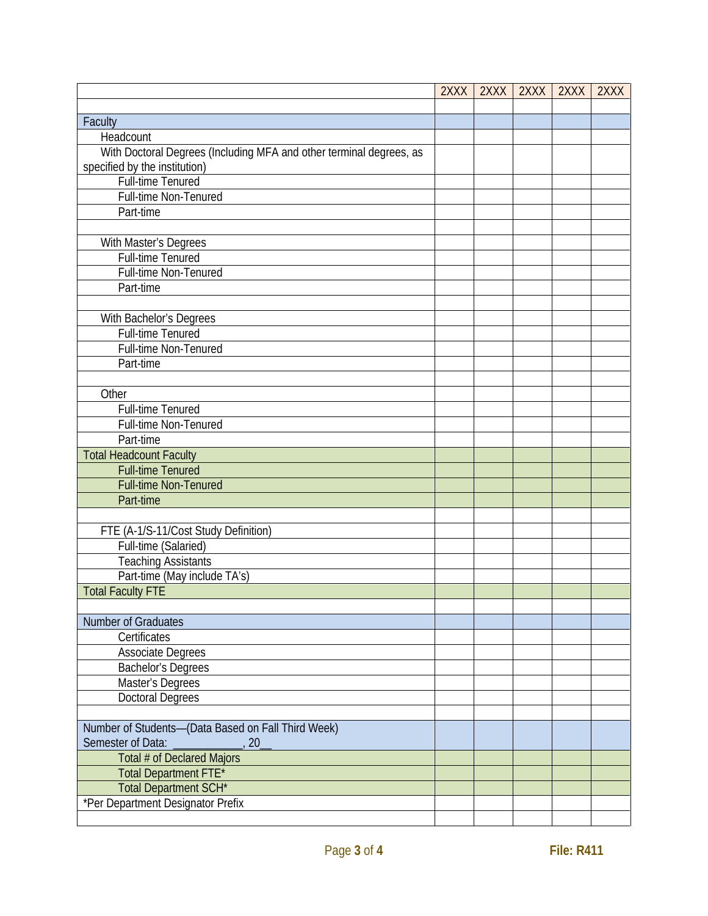| | 2XXX | 2XXX | 2XXX | 2XXX | 2XXX |
|---|---|---|---|---|---|
| | | | | | |
| Faculty | | | | | |
| Headcount | | | | | |
| With Doctoral Degrees (Including MFA and other terminal degrees, as specified by the institution) | | | | | |
| Full-time Tenured | | | | | |
| Full-time Non-Tenured | | | | | |
| Part-time | | | | | |
| | | | | | |
| With Master's Degrees | | | | | |
| Full-time Tenured | | | | | |
| Full-time Non-Tenured | | | | | |
| Part-time | | | | | |
| | | | | | |
| With Bachelor's Degrees | | | | | |
| Full-time Tenured | | | | | |
| Full-time Non-Tenured | | | | | |
| Part-time | | | | | |
| | | | | | |
| Other | | | | | |
| Full-time Tenured | | | | | |
| Full-time Non-Tenured | | | | | |
| Part-time | | | | | |
| Total Headcount Faculty | | | | | |
| Full-time Tenured | | | | | |
| Full-time Non-Tenured | | | | | |
| Part-time | | | | | |
| | | | | | |
| FTE (A-1/S-11/Cost Study Definition) | | | | | |
| Full-time (Salaried) | | | | | |
| Teaching Assistants | | | | | |
| Part-time (May include TA's) | | | | | |
| Total Faculty FTE | | | | | |
| | | | | | |
| Number of Graduates | | | | | |
| Certificates | | | | | |
| Associate Degrees | | | | | |
| Bachelor's Degrees | | | | | |
| Master's Degrees | | | | | |
| Doctoral Degrees | | | | | |
| | | | | | |
| Number of Students—(Data Based on Fall Third Week) Semester of Data: ____________, 20__ | | | | | |
| Total # of Declared Majors | | | | | |
| Total Department FTE* | | | | | |
| Total Department SCH* | | | | | |
| *Per Department Designator Prefix | | | | | |
| | | | | | |

File: R411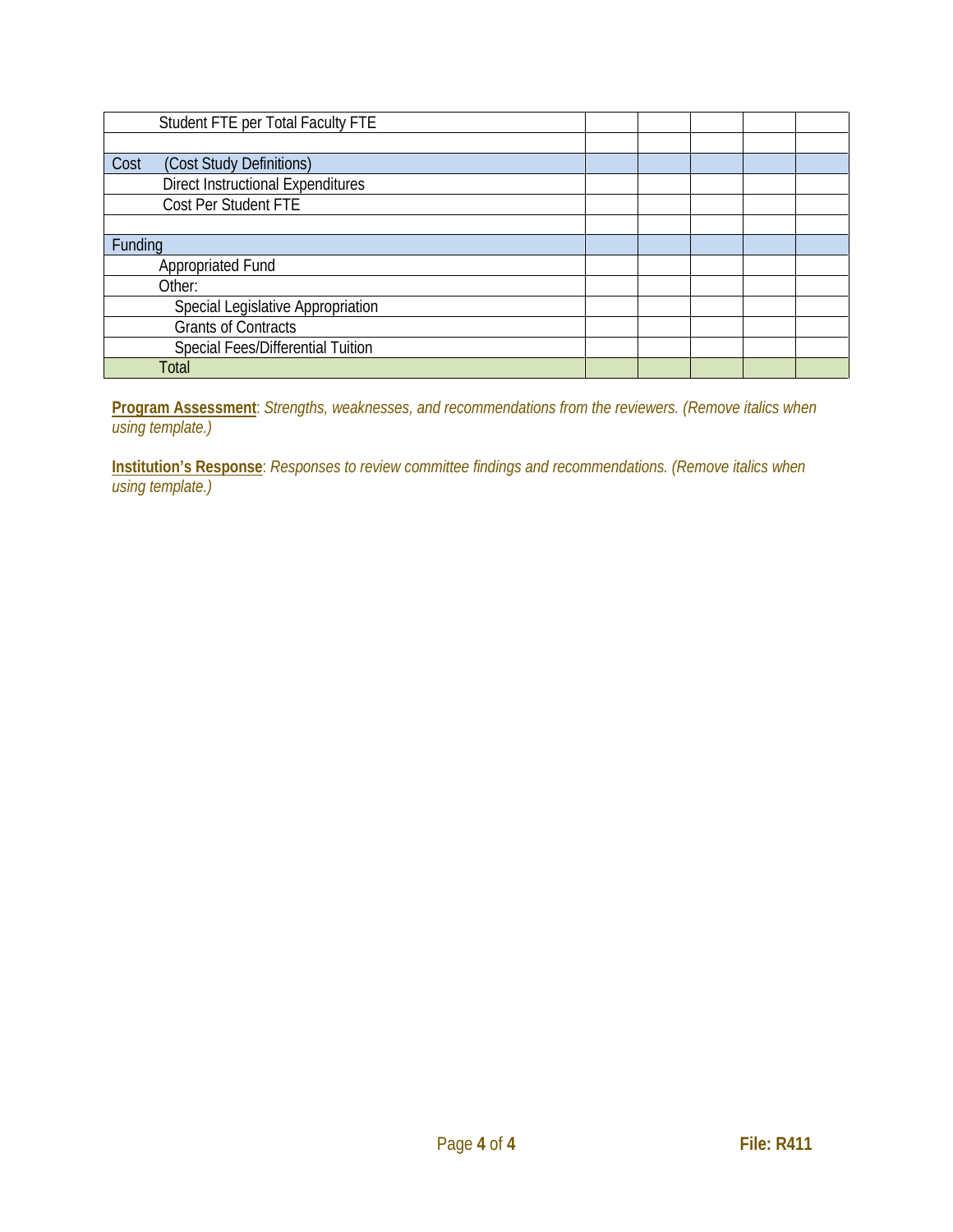| | | | | | |
|---|---|---|---|---|---|
| Student FTE per Total Faculty FTE | | | | | |
| | | | | | |
| Cost (Cost Study Definitions) | | | | | |
| Direct Instructional Expenditures | | | | | |
| Cost Per Student FTE | | | | | |
| | | | | | |
| Funding | | | | | |
| Appropriated Fund | | | | | |
| Other: | | | | | |
| Special Legislative Appropriation | | | | | |
| Grants of Contracts | | | | | |
| Special Fees/Differential Tuition | | | | | |
| Total | | | | | |

**Program Assessment**: *Strengths, weaknesses, and recommendations from the reviewers. (Remove italics when using template.)*

**Institution's Response**: *Responses to review committee findings and recommendations. (Remove italics when using template.)*